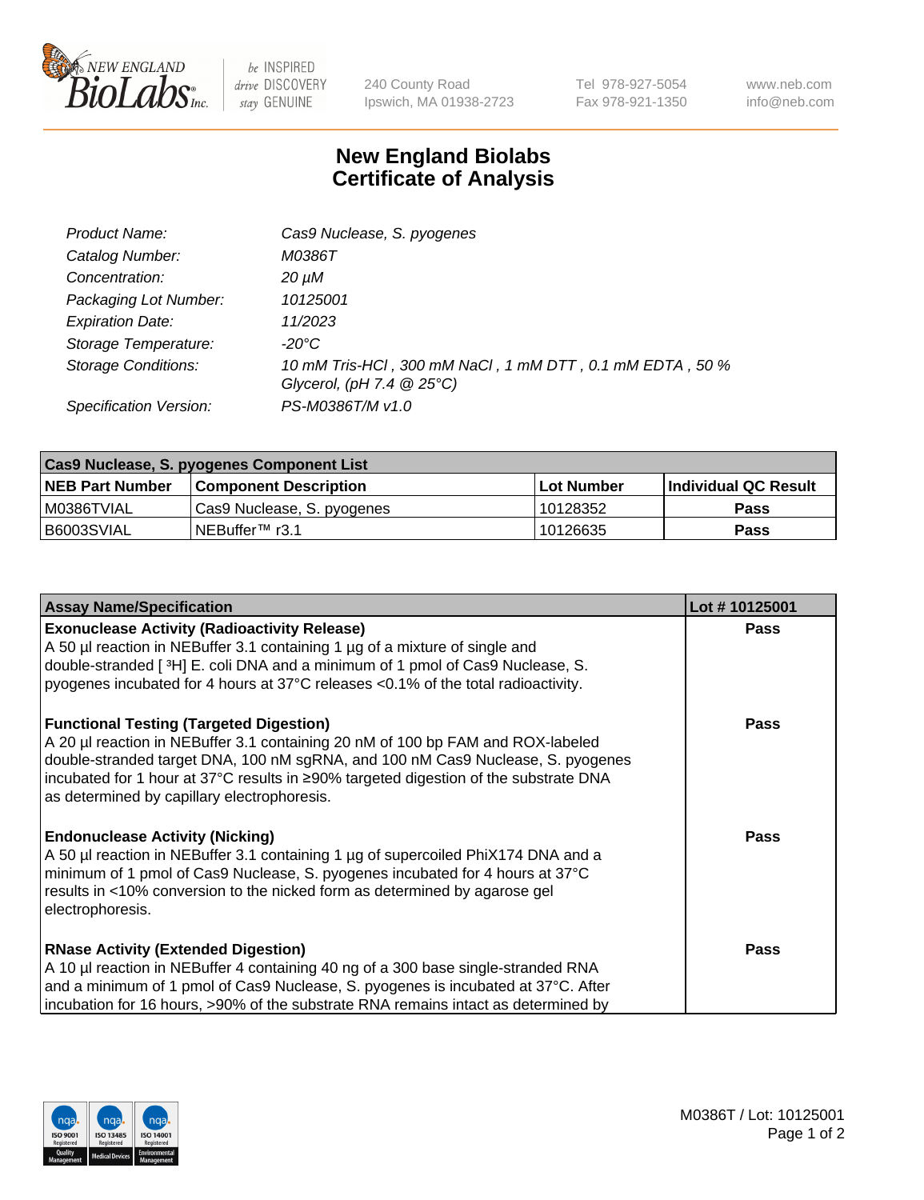# New England Biolabs Certificate of Analysis

| | |
|---|---|
| *Product Name:* | *Cas9 Nuclease, S. pyogenes* |
| *Catalog Number:* | *M0386T* |
| *Concentration:* | *20 µM* |
| *Packaging Lot Number:* | *10125001* |
| *Expiration Date:* | *11/2023* |
| *Storage Temperature:* | *-20°C* |
| *Storage Conditions:* | *10 mM Tris-HCl , 300 mM NaCl , 1 mM DTT , 0.1 mM EDTA , 50 % Glycerol, (pH 7.4 @ 25°C)* |
| *Specification Version:* | *PS-M0386T/M v1.0* |

| **Cas9 Nuclease, S. pyogenes Component List** | | | |
|---|---|---|---|
| **NEB Part Number** | **Component Description** | **Lot Number** | **Individual QC Result** |
| M0386TVIAL | Cas9 Nuclease, S. pyogenes | 10128352 | **Pass** |
| B6003SVIAL | NEBuffer™ r3.1 | 10126635 | **Pass** |

| **Assay Name/Specification** | **Lot # 10125001** |
|---|---|
| **Exonuclease Activity (Radioactivity Release)**<br>A 50 µl reaction in NEBuffer 3.1 containing 1 µg of a mixture of single and double-stranded [ $^3$H] E. coli DNA and a minimum of 1 pmol of Cas9 Nuclease, S. pyogenes incubated for 4 hours at 37°C releases <0.1% of the total radioactivity. | **Pass** |
| **Functional Testing (Targeted Digestion)**<br>A 20 µl reaction in NEBuffer 3.1 containing 20 nM of 100 bp FAM and ROX-labeled double-stranded target DNA, 100 nM sgRNA, and 100 nM Cas9 Nuclease, S. pyogenes incubated for 1 hour at 37°C results in ≥90% targeted digestion of the substrate DNA as determined by capillary electrophoresis. | **Pass** |
| **Endonuclease Activity (Nicking)**<br>A 50 µl reaction in NEBuffer 3.1 containing 1 µg of supercoiled PhiX174 DNA and a minimum of 1 pmol of Cas9 Nuclease, S. pyogenes incubated for 4 hours at 37°C results in <10% conversion to the nicked form as determined by agarose gel electrophoresis. | **Pass** |
| **RNase Activity (Extended Digestion)**<br>A 10 µl reaction in NEBuffer 4 containing 40 ng of a 300 base single-stranded RNA and a minimum of 1 pmol of Cas9 Nuclease, S. pyogenes is incubated at 37°C. After incubation for 16 hours, >90% of the substrate RNA remains intact as determined by | **Pass** |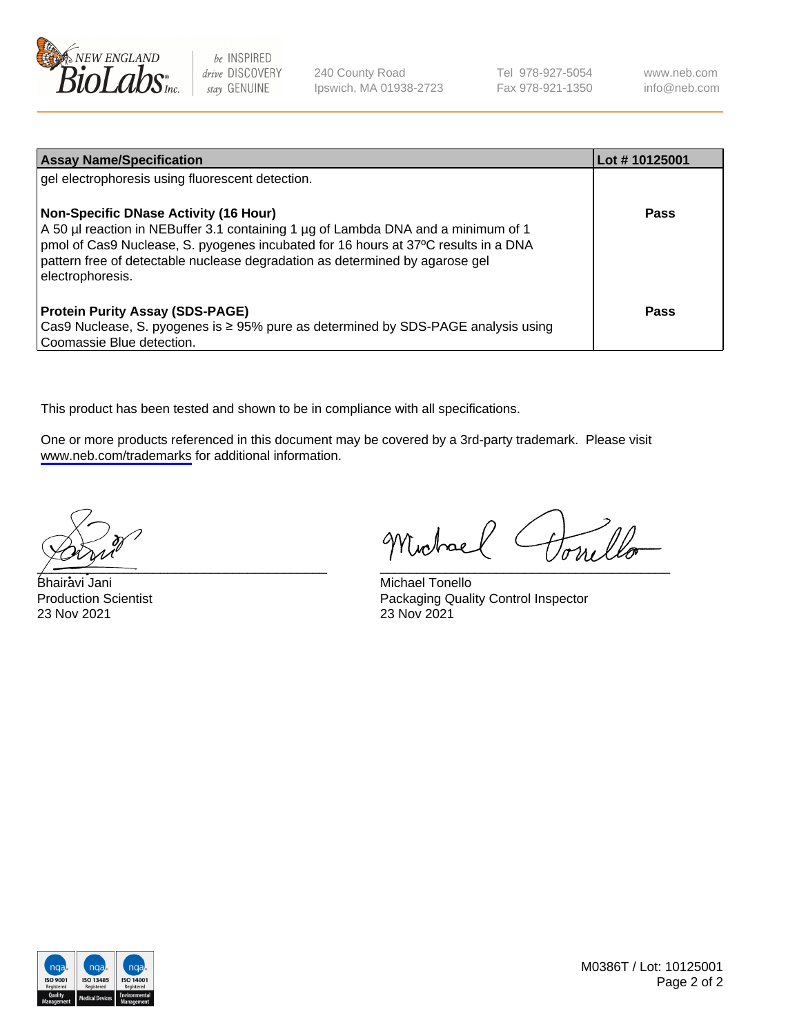| Assay Name/Specification | Lot # 10125001 |
|---|---|
| gel electrophoresis using fluorescent detection. | |
| **Non-Specific DNase Activity (16 Hour)**<br>A 50 µl reaction in NEBuffer 3.1 containing 1 µg of Lambda DNA and a minimum of 1 pmol of Cas9 Nuclease, S. pyogenes incubated for 16 hours at 37ºC results in a DNA pattern free of detectable nuclease degradation as determined by agarose gel electrophoresis. | **Pass** |
| **Protein Purity Assay (SDS-PAGE)**<br>Cas9 Nuclease, S. pyogenes is ≥ 95% pure as determined by SDS-PAGE analysis using Coomassie Blue detection. | **Pass** |

This product has been tested and shown to be in compliance with all specifications.

One or more products referenced in this document may be covered by a 3rd-party trademark. Please visit www.neb.com/trademarks for additional information.

Bhairavi Jani
Production Scientist
23 Nov 2021

Michael Tonello
Packaging Quality Control Inspector
23 Nov 2021

M0386T / Lot: 10125001